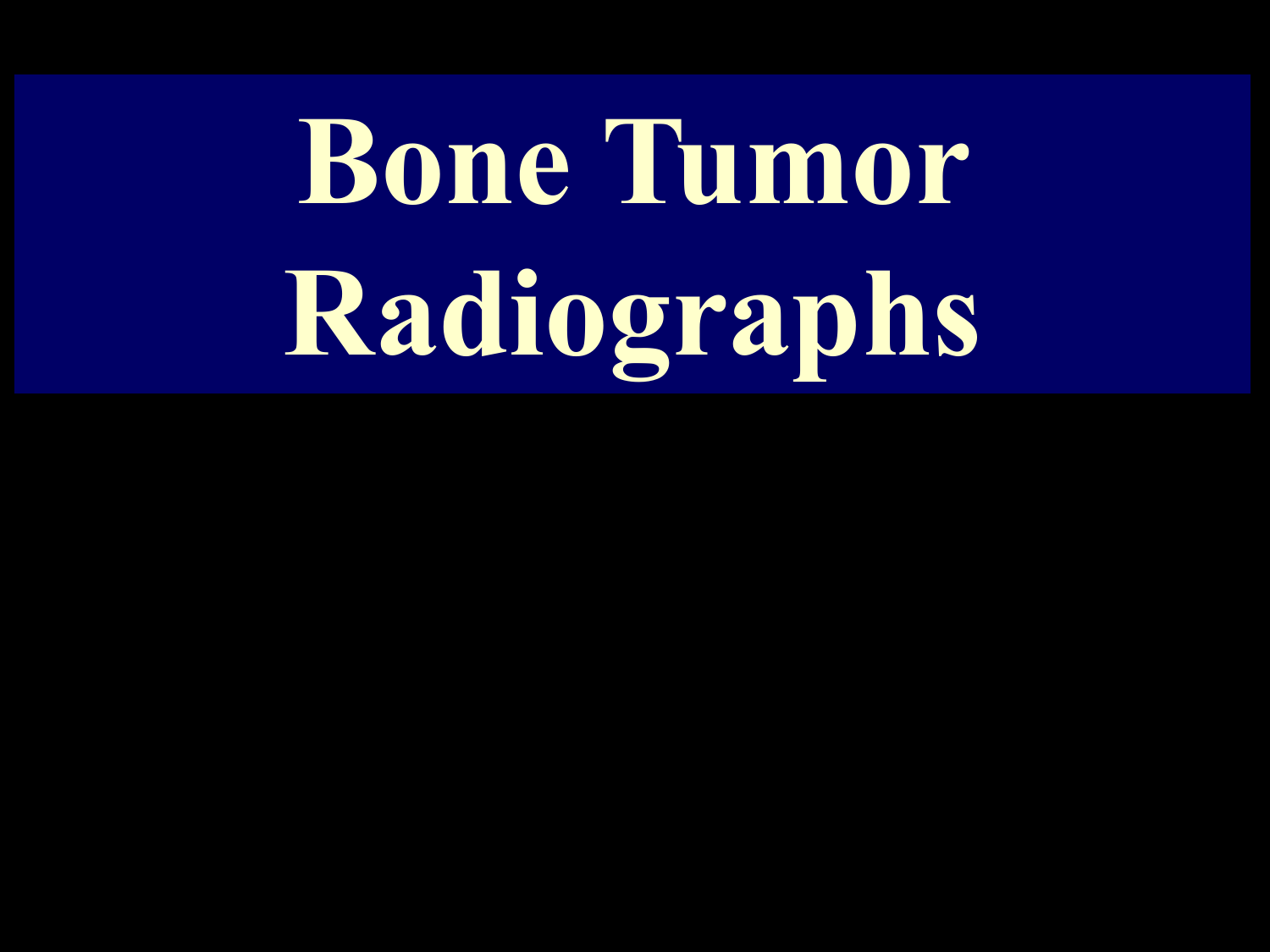# Bone Tumor Radiographs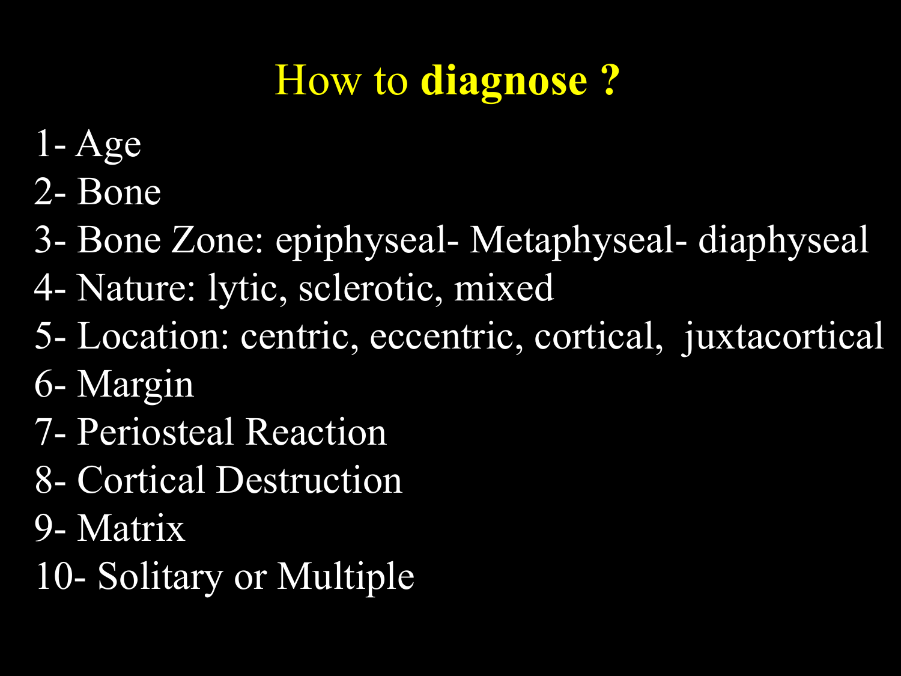# How to **diagnose ?**

1- Age
2- Bone
3- Bone Zone: epiphyseal- Metaphyseal- diaphyseal
4- Nature: lytic, sclerotic, mixed
5- Location: centric, eccentric, cortical, juxtacortical
6- Margin
7- Periosteal Reaction
8- Cortical Destruction
9- Matrix
10- Solitary or Multiple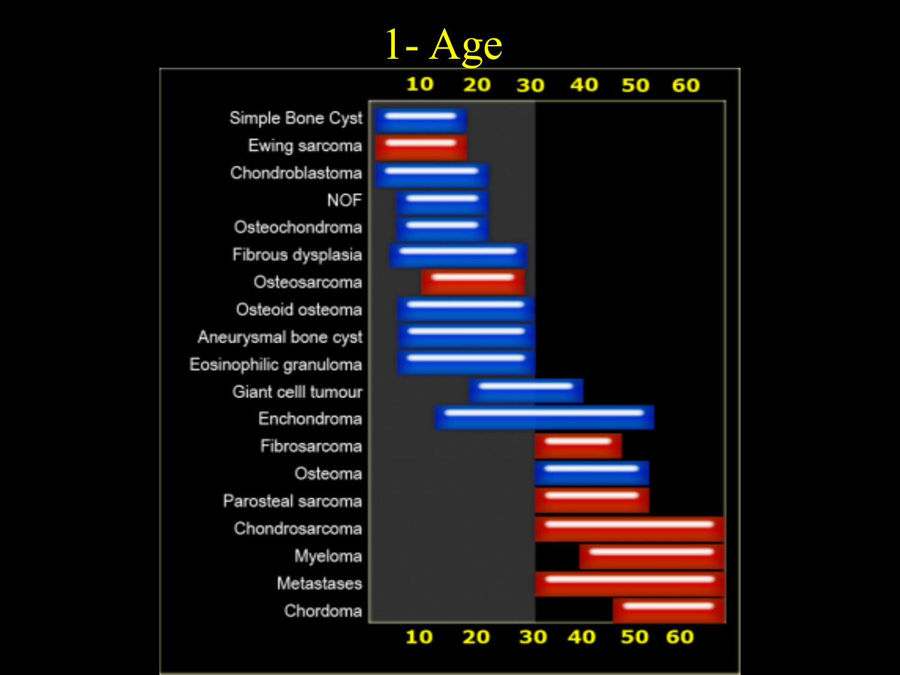# 1- Age

| Lesion | Age range (approx.) |
| --- | --- |
| Simple Bone Cyst | ~1–18 |
| Ewing sarcoma | ~1–18 |
| Chondroblastoma | ~1–22 |
| NOF | ~5–22 |
| Osteochondroma | ~5–22 |
| Fibrous dysplasia | ~4–29 |
| Osteosarcoma | ~10–29 |
| Osteoid osteoma | ~5–30 |
| Aneurysmal bone cyst | ~5–30 |
| Eosinophilic granuloma | ~5–30 |
| Giant celll tumour | ~18–39 |
| Enchondroma | ~12–52 |
| Fibrosarcoma | ~30–46 |
| Osteoma | ~30–52 |
| Parosteal sarcoma | ~30–52 |
| Chondrosarcoma | ~30–65+ |
| Myeloma | ~38–65+ |
| Metastases | ~30–65+ |
| Chordoma | ~46–65+ |

Age axis: 10, 20, 30, 40, 50, 60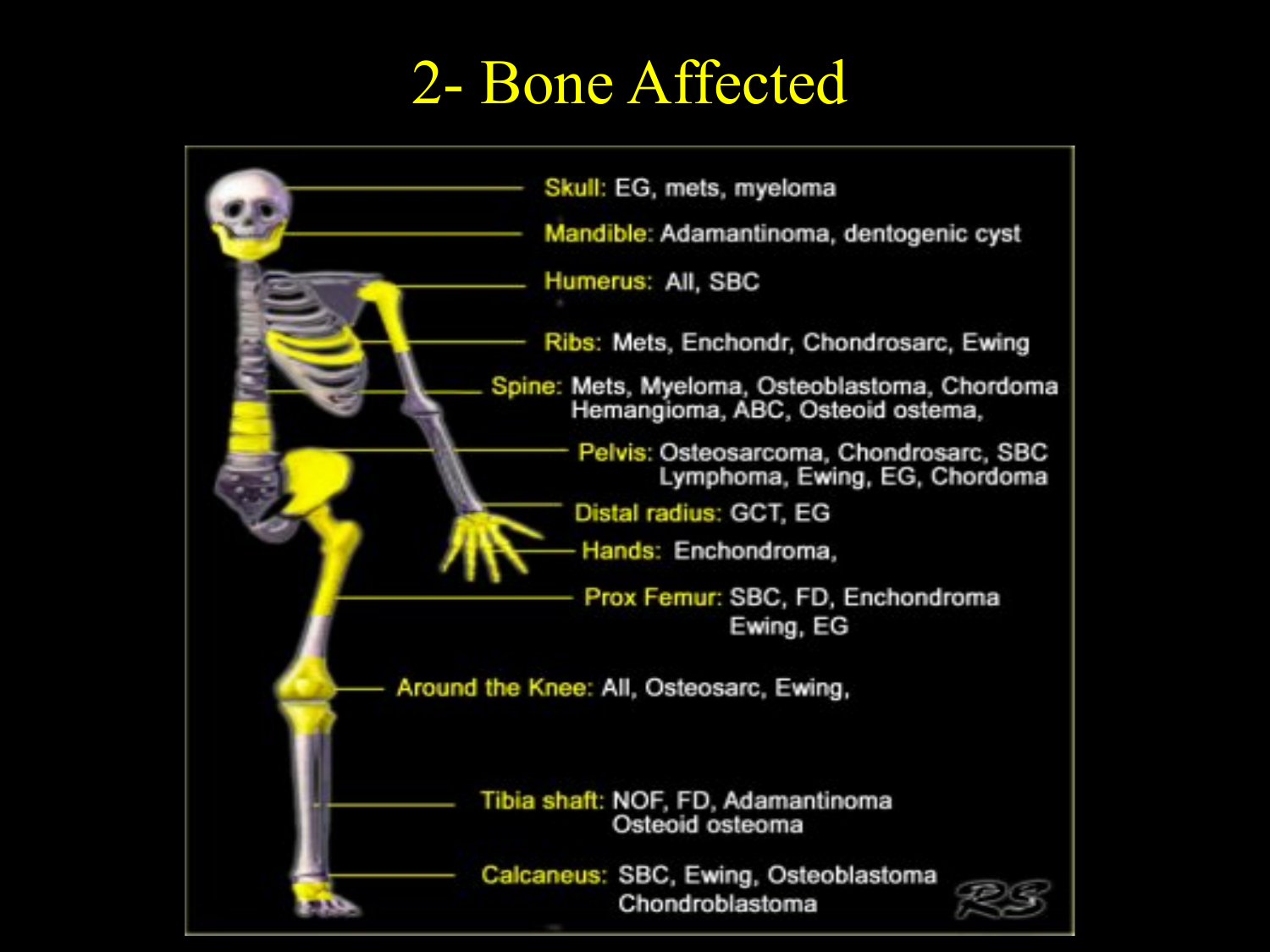# 2- Bone Affected

- **Skull:** EG, mets, myeloma
- **Mandible:** Adamantinoma, dentogenic cyst
- **Humerus:** All, SBC
- **Ribs:** Mets, Enchondr, Chondrosarc, Ewing
- **Spine:** Mets, Myeloma, Osteoblastoma, Chordoma Hemangioma, ABC, Osteoid ostema,
- **Pelvis:** Osteosarcoma, Chondrosarc, SBC Lymphoma, Ewing, EG, Chordoma
- **Distal radius:** GCT, EG
- **Hands:** Enchondroma,
- **Prox Femur:** SBC, FD, Enchondroma Ewing, EG
- **Around the Knee:** All, Osteosarc, Ewing,
- **Tibia shaft:** NOF, FD, Adamantinoma Osteoid osteoma
- **Calcaneus:** SBC, Ewing, Osteoblastoma Chondroblastoma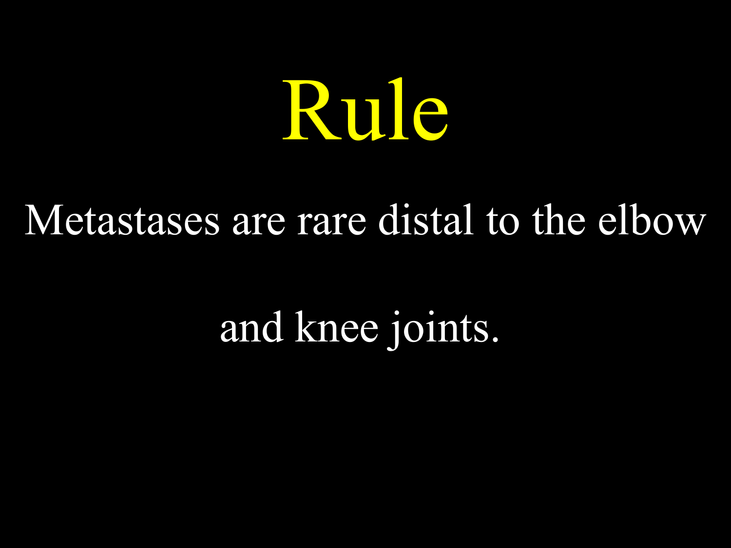# Rule

Metastases are rare distal to the elbow and knee joints.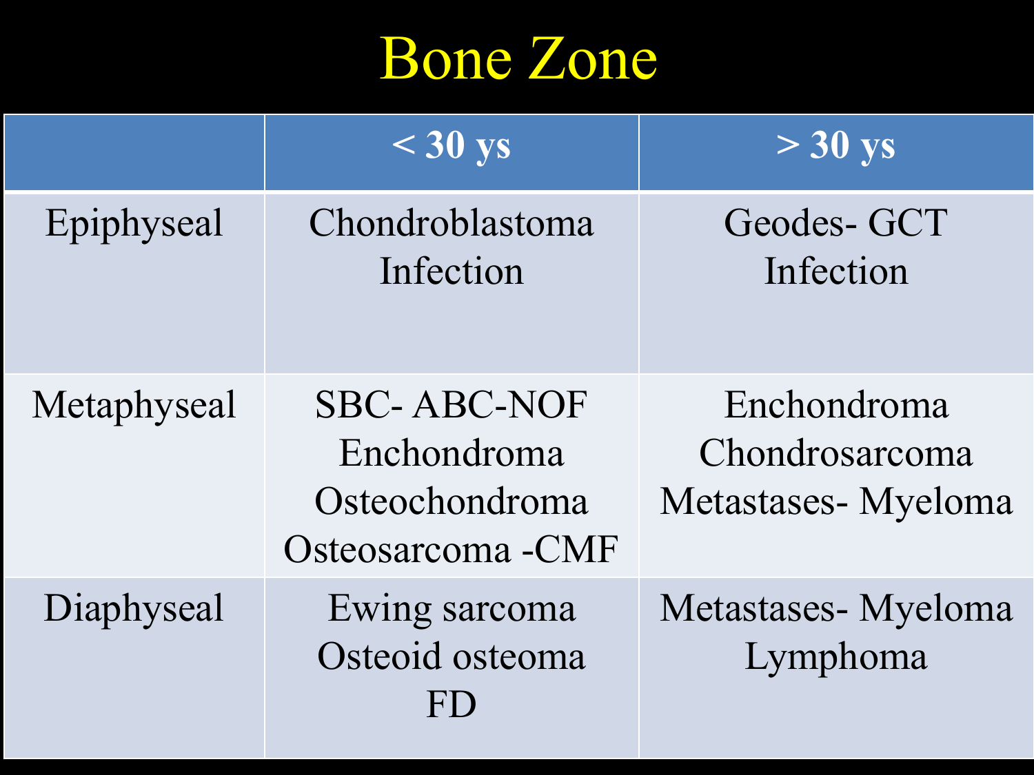# Bone Zone

| | < 30 ys | > 30 ys |
|---|---|---|
| Epiphyseal | Chondroblastoma<br>Infection | Geodes- GCT<br>Infection |
| Metaphyseal | SBC- ABC-NOF<br>Enchondroma<br>Osteochondroma<br>Osteosarcoma -CMF | Enchondroma<br>Chondrosarcoma<br>Metastases- Myeloma |
| Diaphyseal | Ewing sarcoma<br>Osteoid osteoma<br>FD | Metastases- Myeloma<br>Lymphoma |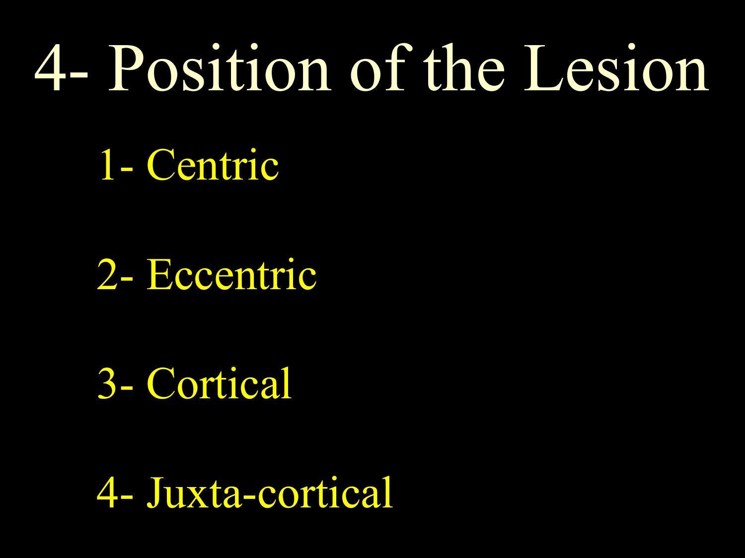# 4- Position of the Lesion

1- Centric

2- Eccentric

3- Cortical

4- Juxta-cortical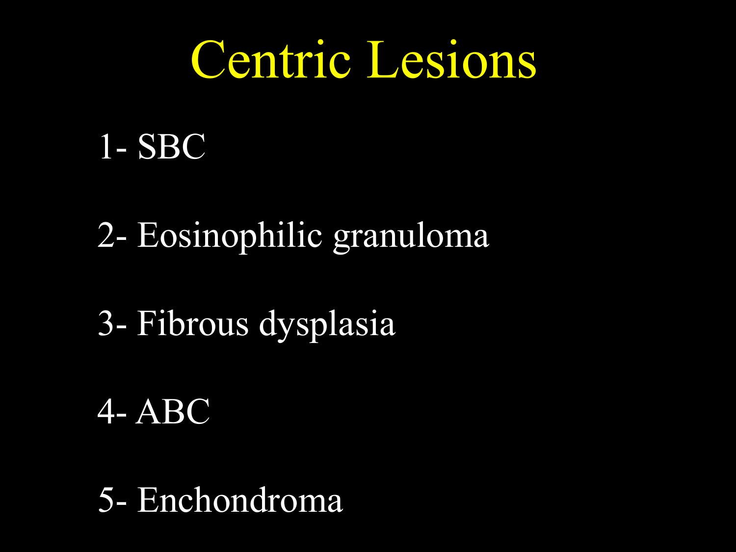# Centric Lesions

1- SBC

2- Eosinophilic granuloma

3- Fibrous dysplasia

4- ABC

5- Enchondroma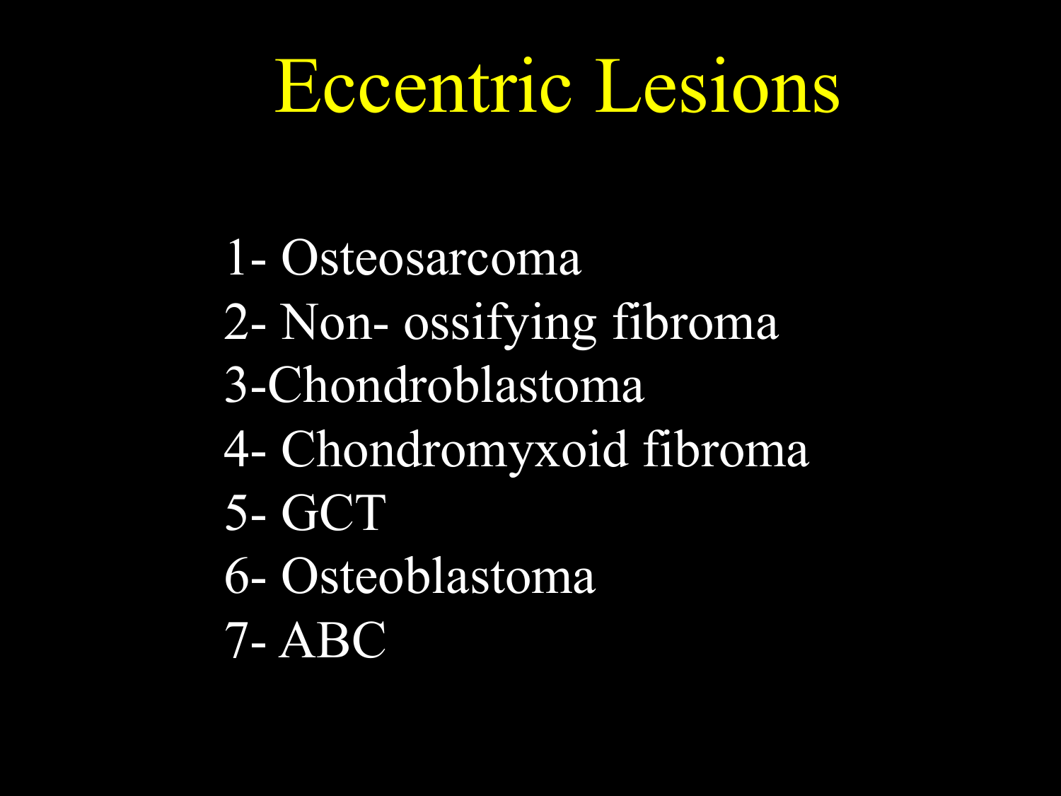# Eccentric Lesions

1- Osteosarcoma
2- Non- ossifying fibroma
3-Chondroblastoma
4- Chondromyxoid fibroma
5- GCT
6- Osteoblastoma
7- ABC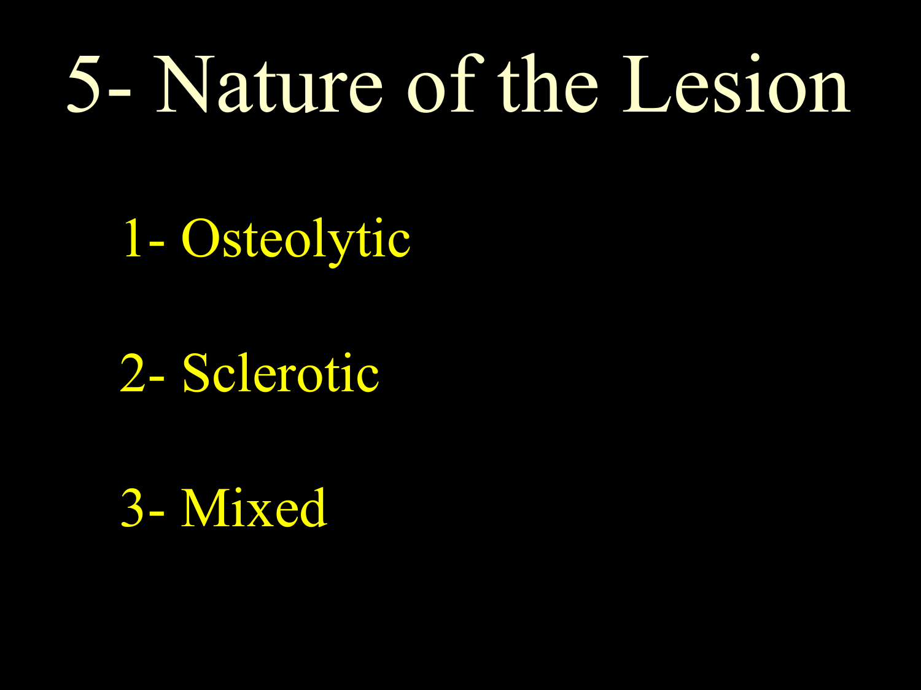# 5- Nature of the Lesion

1- Osteolytic

2- Sclerotic

3- Mixed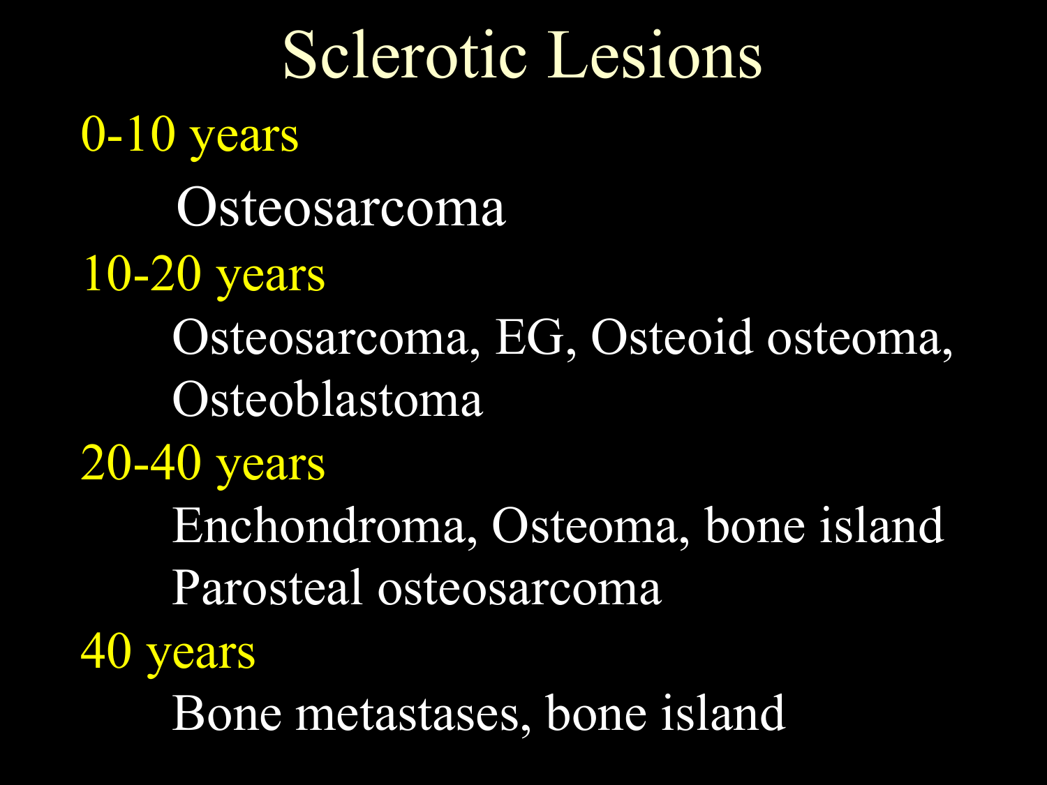# Sclerotic Lesions

**0-10 years**

- Osteosarcoma

**10-20 years**

- Osteosarcoma, EG, Osteoid osteoma, Osteoblastoma

**20-40 years**

- Enchondroma, Osteoma, bone island
- Parosteal osteosarcoma

**40 years**

- Bone metastases, bone island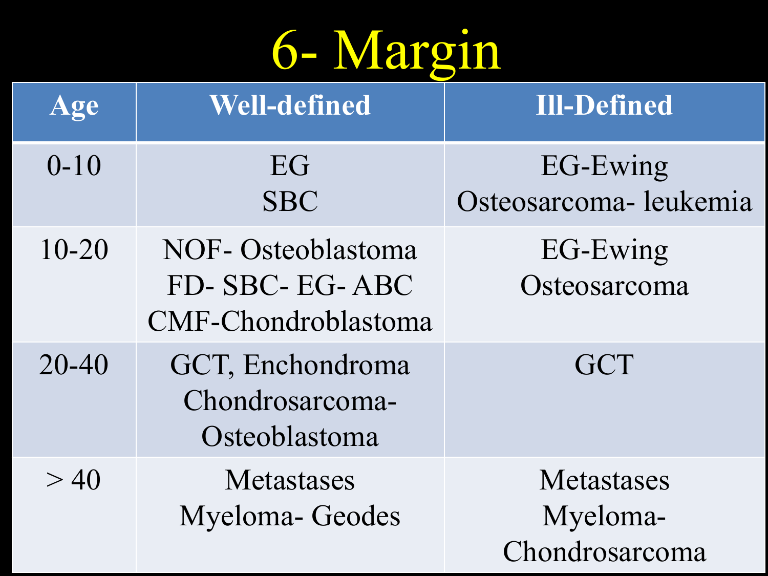# 6- Margin

| Age | Well-defined | Ill-Defined |
|---|---|---|
| 0-10 | EG<br>SBC | EG-Ewing<br>Osteosarcoma- leukemia |
| 10-20 | NOF- Osteoblastoma<br>FD- SBC- EG- ABC<br>CMF-Chondroblastoma | EG-Ewing<br>Osteosarcoma |
| 20-40 | GCT, Enchondroma<br>Chondrosarcoma-<br>Osteoblastoma | GCT |
| > 40 | Metastases<br>Myeloma- Geodes | Metastases<br>Myeloma-<br>Chondrosarcoma |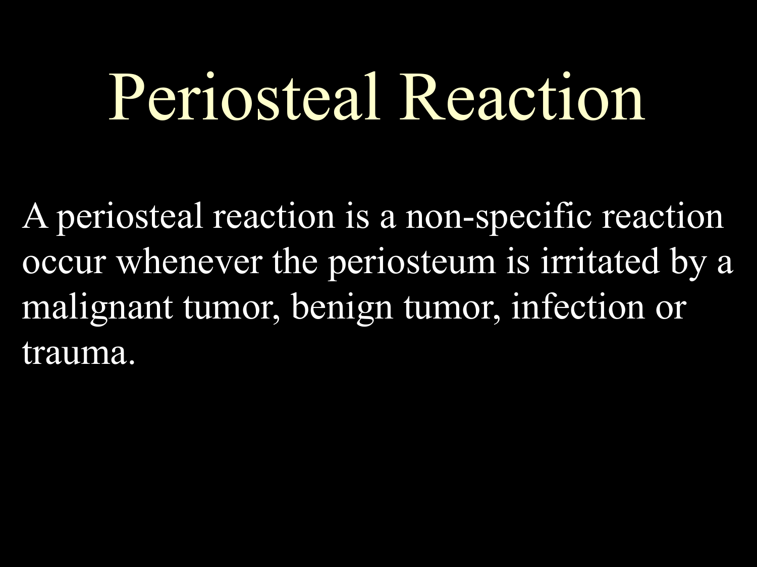# Periosteal Reaction

A periosteal reaction is a non-specific reaction occur whenever the periosteum is irritated by a malignant tumor, benign tumor, infection or trauma.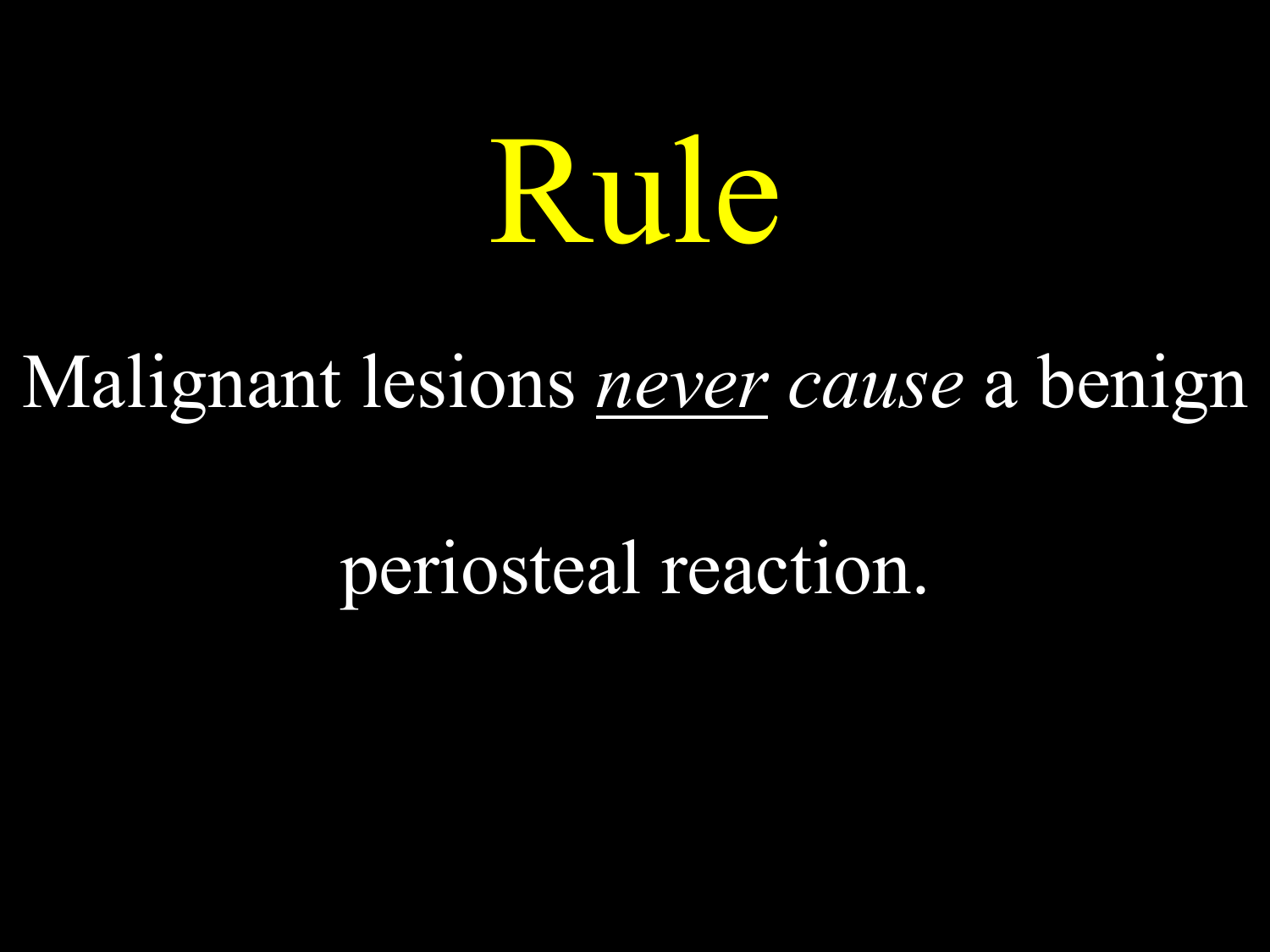# Rule

Malignant lesions <u>*never*</u> *cause* a benign periosteal reaction.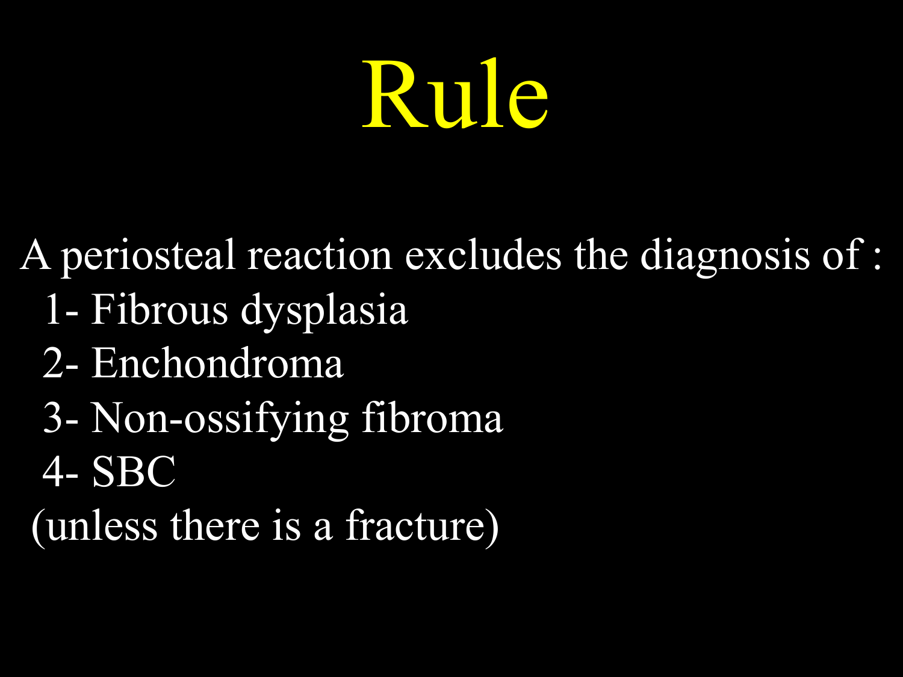# Rule

A periosteal reaction excludes the diagnosis of :

1- Fibrous dysplasia
2- Enchondroma
3- Non-ossifying fibroma
4- SBC

(unless there is a fracture)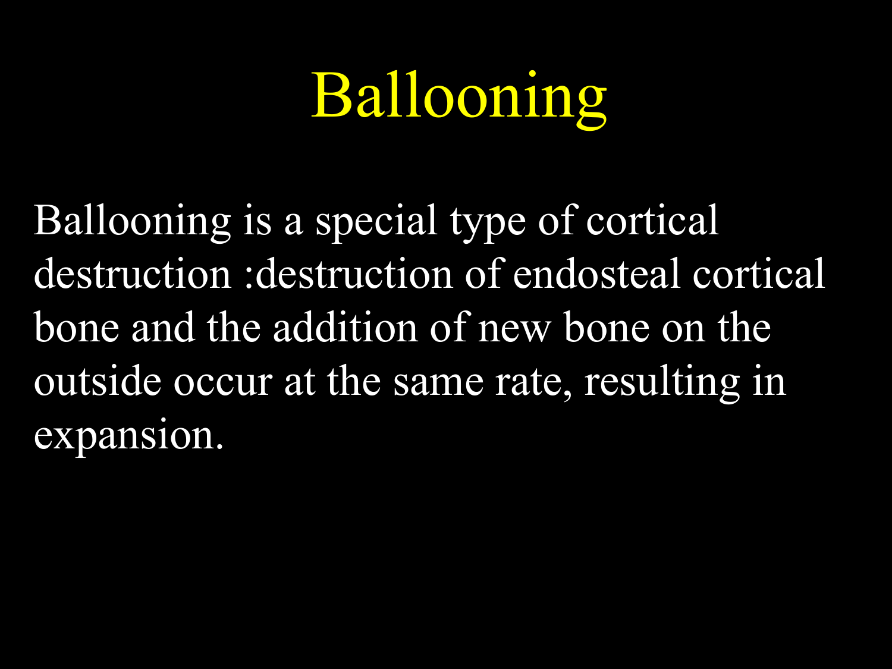# Ballooning

Ballooning is a special type of cortical destruction :destruction of endosteal cortical bone and the addition of new bone on the outside occur at the same rate, resulting in expansion.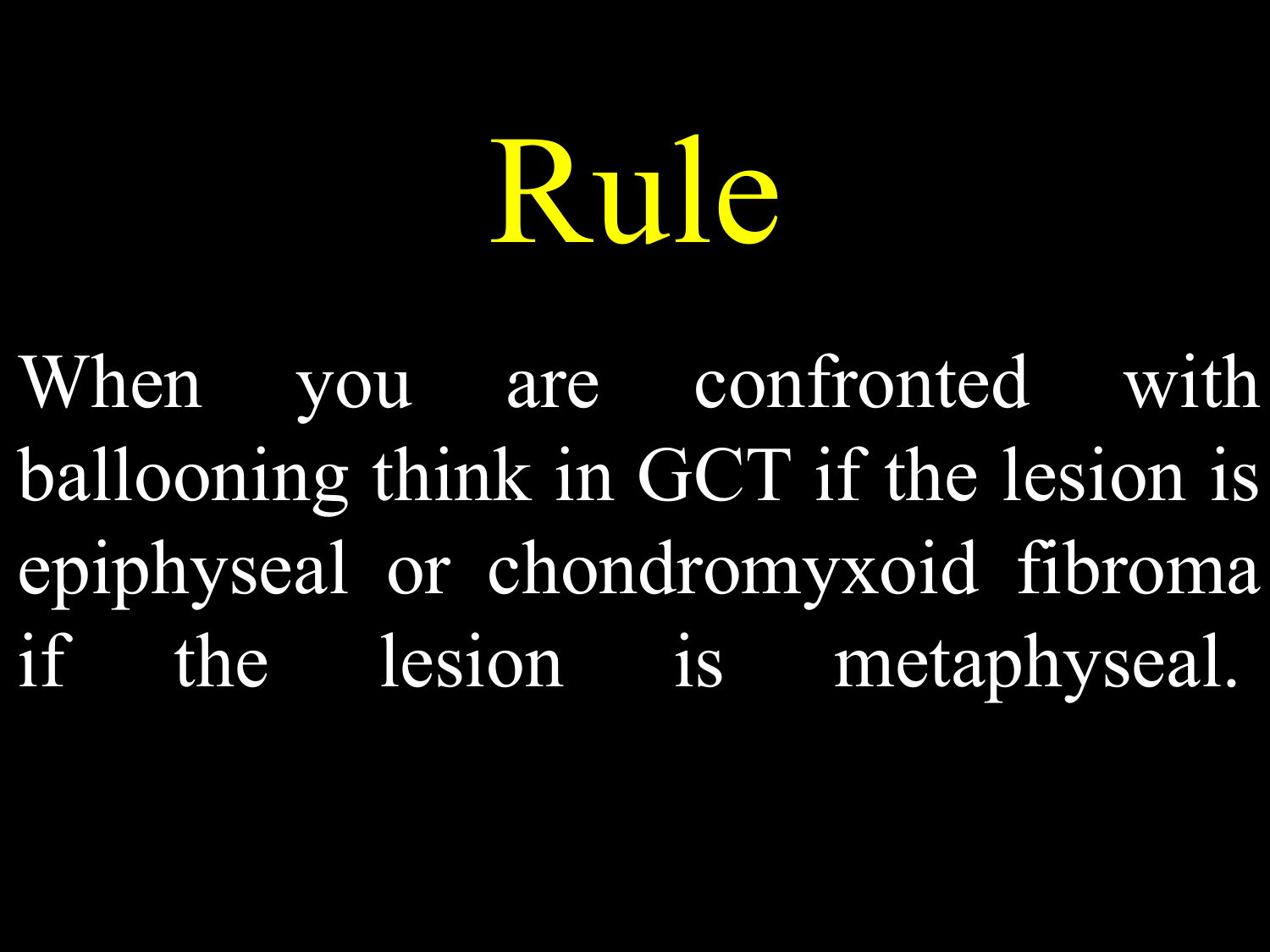# Rule

When you are confronted with ballooning think in GCT if the lesion is epiphyseal or chondromyxoid fibroma if the lesion is metaphyseal.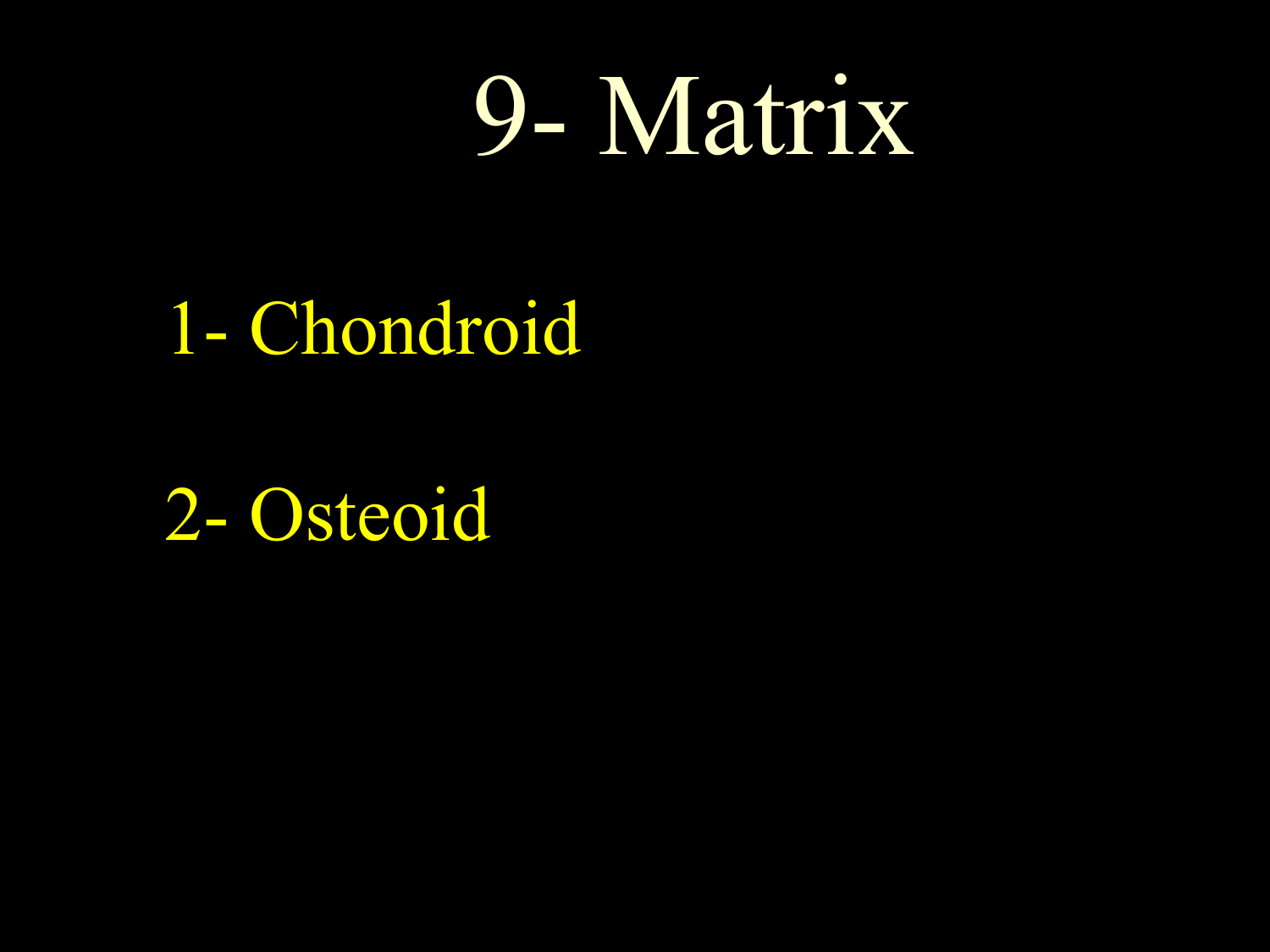# 9- Matrix

1- Chondroid

2- Osteoid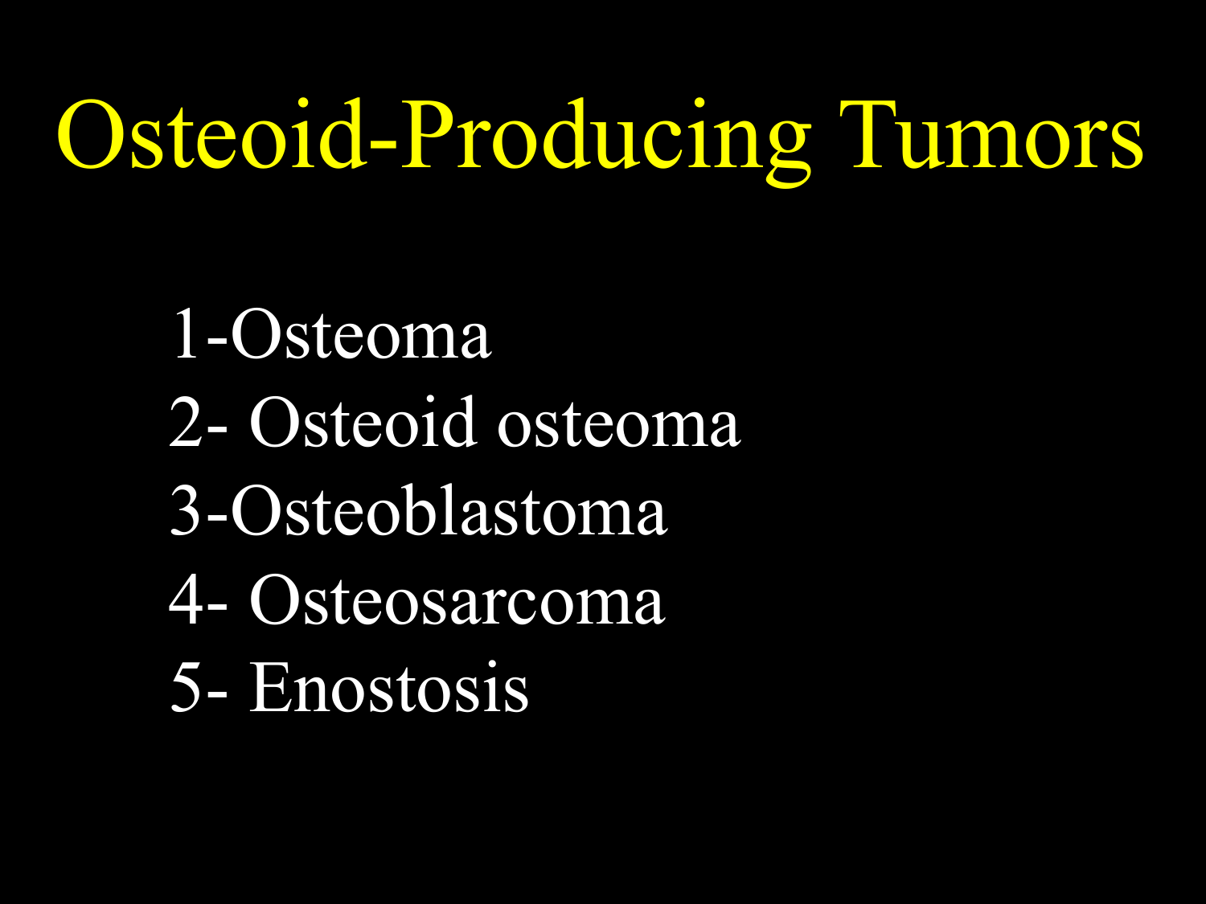# Osteoid-Producing Tumors

1-Osteoma
2- Osteoid osteoma
3-Osteoblastoma
4- Osteosarcoma
5- Enostosis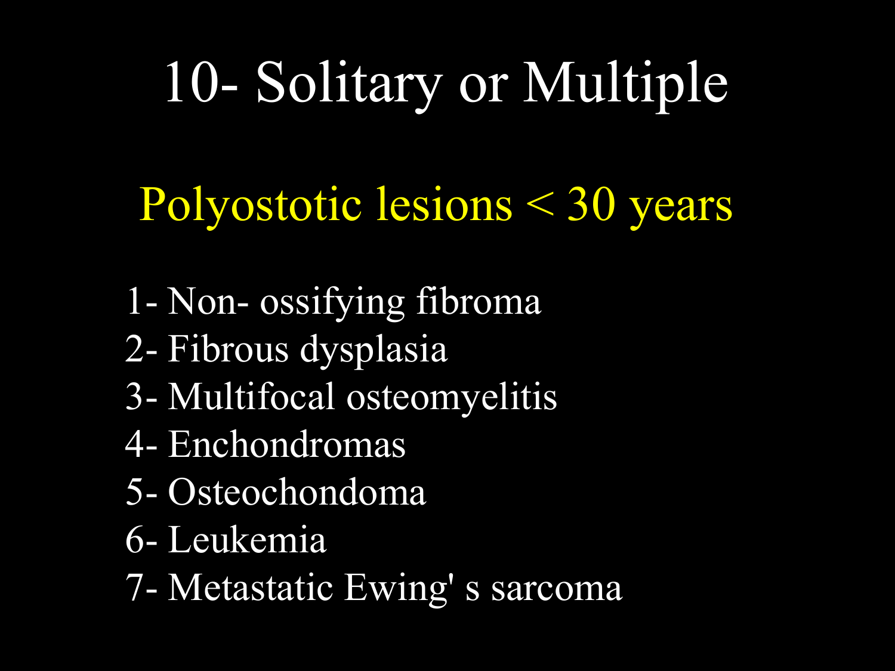# 10- Solitary or Multiple

## Polyostotic lesions < 30 years

1- Non- ossifying fibroma
2- Fibrous dysplasia
3- Multifocal osteomyelitis
4- Enchondromas
5- Osteochondoma
6- Leukemia
7- Metastatic Ewing' s sarcoma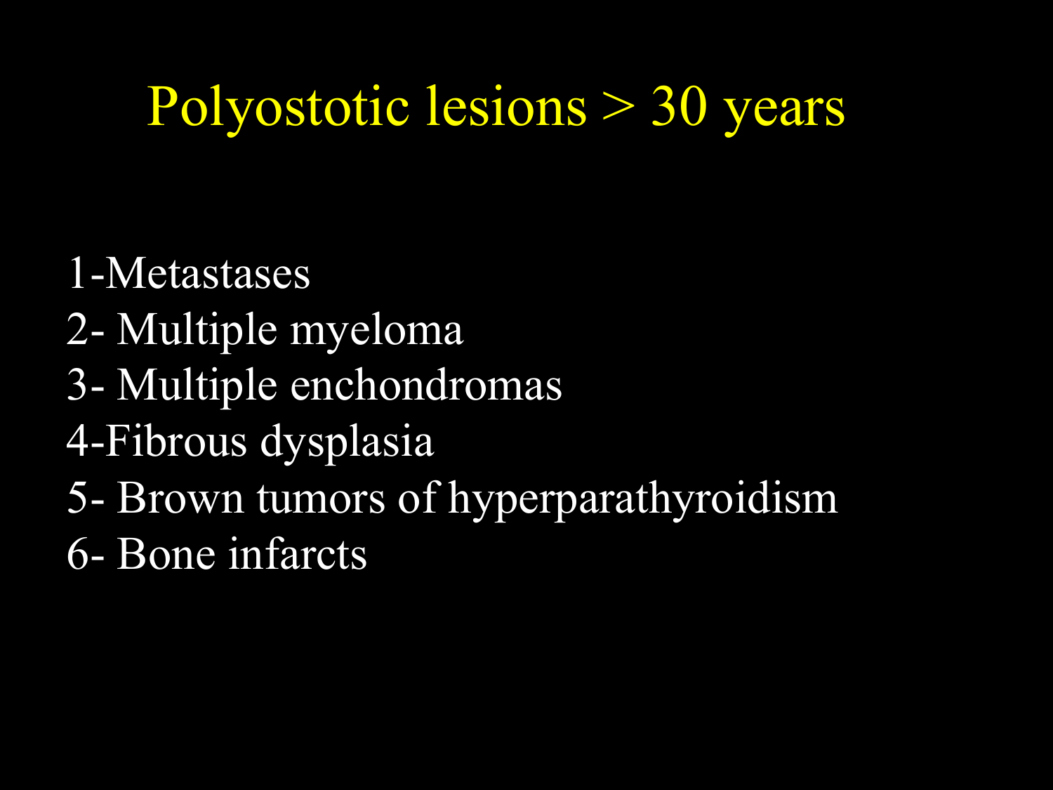# Polyostotic lesions > 30 years

1-Metastases
2- Multiple myeloma
3- Multiple enchondromas
4-Fibrous dysplasia
5- Brown tumors of hyperparathyroidism
6- Bone infarcts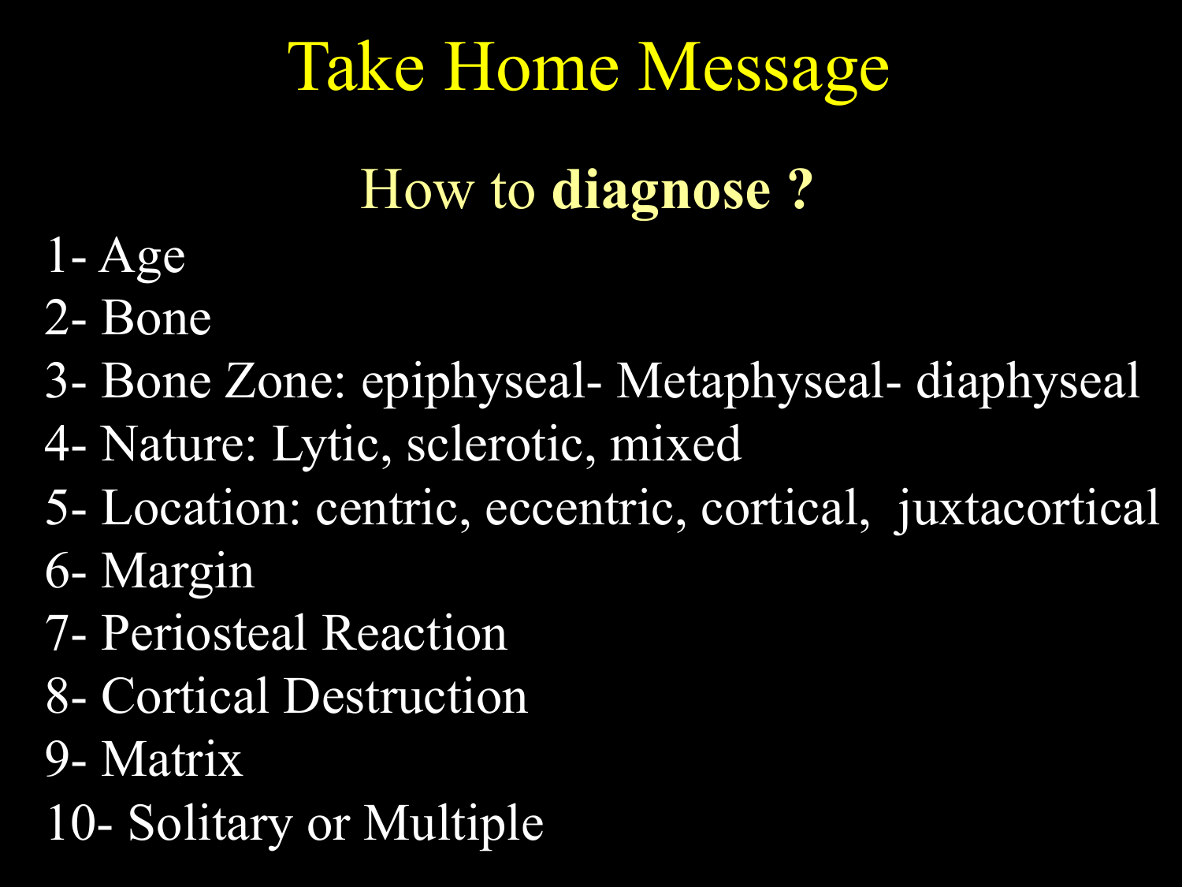# Take Home Message

## How to **diagnose ?**

1- Age
2- Bone
3- Bone Zone: epiphyseal- Metaphyseal- diaphyseal
4- Nature: Lytic, sclerotic, mixed
5- Location: centric, eccentric, cortical, juxtacortical
6- Margin
7- Periosteal Reaction
8- Cortical Destruction
9- Matrix
10- Solitary or Multiple